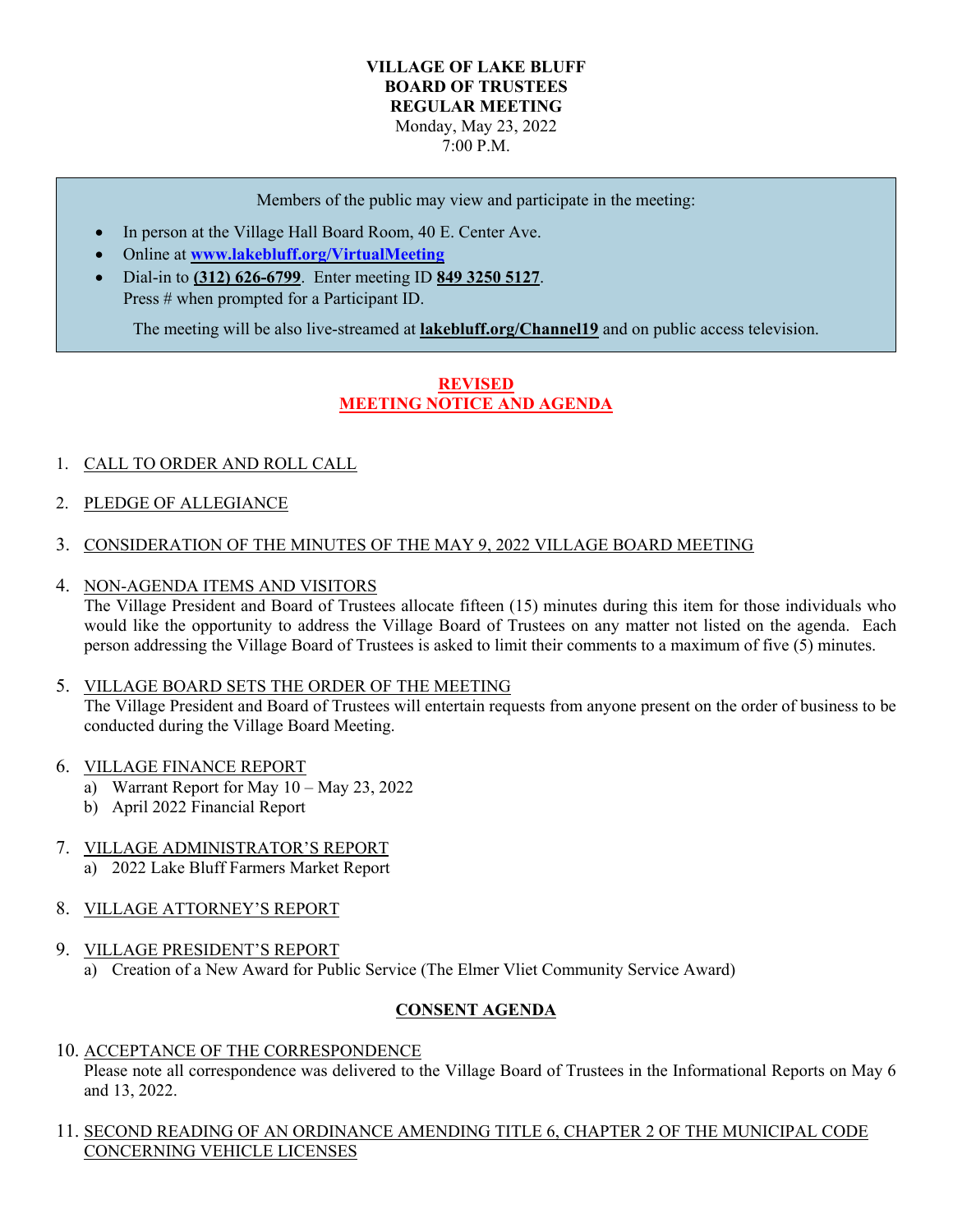# VILLAGE OF LAKE BLUFF
# BOARD OF TRUSTEES
# REGULAR MEETING

Monday, May 23, 2022
7:00 P.M.

Members of the public may view and participate in the meeting:

- In person at the Village Hall Board Room, 40 E. Center Ave.
- Online at **www.lakebluff.org/VirtualMeeting**
- Dial-in to **(312) 626-6799**. Enter meeting ID **849 3250 5127**.
  Press # when prompted for a Participant ID.

The meeting will be also live-streamed at **lakebluff.org/Channel19** and on public access television.

## REVISED
## MEETING NOTICE AND AGENDA

1. CALL TO ORDER AND ROLL CALL

2. PLEDGE OF ALLEGIANCE

3. CONSIDERATION OF THE MINUTES OF THE MAY 9, 2022 VILLAGE BOARD MEETING

4. NON-AGENDA ITEMS AND VISITORS
   The Village President and Board of Trustees allocate fifteen (15) minutes during this item for those individuals who would like the opportunity to address the Village Board of Trustees on any matter not listed on the agenda. Each person addressing the Village Board of Trustees is asked to limit their comments to a maximum of five (5) minutes.

5. VILLAGE BOARD SETS THE ORDER OF THE MEETING
   The Village President and Board of Trustees will entertain requests from anyone present on the order of business to be conducted during the Village Board Meeting.

6. VILLAGE FINANCE REPORT
   a) Warrant Report for May 10 – May 23, 2022
   b) April 2022 Financial Report

7. VILLAGE ADMINISTRATOR'S REPORT
   a) 2022 Lake Bluff Farmers Market Report

8. VILLAGE ATTORNEY'S REPORT

9. VILLAGE PRESIDENT'S REPORT
   a) Creation of a New Award for Public Service (The Elmer Vliet Community Service Award)

## CONSENT AGENDA

10. ACCEPTANCE OF THE CORRESPONDENCE
    Please note all correspondence was delivered to the Village Board of Trustees in the Informational Reports on May 6 and 13, 2022.

11. SECOND READING OF AN ORDINANCE AMENDING TITLE 6, CHAPTER 2 OF THE MUNICIPAL CODE CONCERNING VEHICLE LICENSES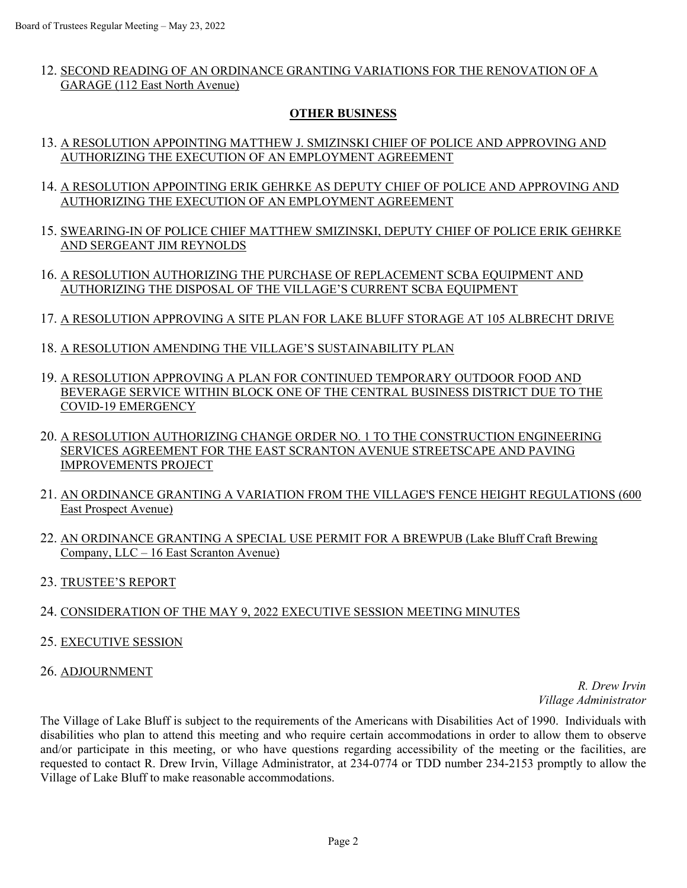12. SECOND READING OF AN ORDINANCE GRANTING VARIATIONS FOR THE RENOVATION OF A GARAGE (112 East North Avenue)

## OTHER BUSINESS

13. A RESOLUTION APPOINTING MATTHEW J. SMIZINSKI CHIEF OF POLICE AND APPROVING AND AUTHORIZING THE EXECUTION OF AN EMPLOYMENT AGREEMENT

14. A RESOLUTION APPOINTING ERIK GEHRKE AS DEPUTY CHIEF OF POLICE AND APPROVING AND AUTHORIZING THE EXECUTION OF AN EMPLOYMENT AGREEMENT

15. SWEARING-IN OF POLICE CHIEF MATTHEW SMIZINSKI, DEPUTY CHIEF OF POLICE ERIK GEHRKE AND SERGEANT JIM REYNOLDS

16. A RESOLUTION AUTHORIZING THE PURCHASE OF REPLACEMENT SCBA EQUIPMENT AND AUTHORIZING THE DISPOSAL OF THE VILLAGE'S CURRENT SCBA EQUIPMENT

17. A RESOLUTION APPROVING A SITE PLAN FOR LAKE BLUFF STORAGE AT 105 ALBRECHT DRIVE

18. A RESOLUTION AMENDING THE VILLAGE'S SUSTAINABILITY PLAN

19. A RESOLUTION APPROVING A PLAN FOR CONTINUED TEMPORARY OUTDOOR FOOD AND BEVERAGE SERVICE WITHIN BLOCK ONE OF THE CENTRAL BUSINESS DISTRICT DUE TO THE COVID-19 EMERGENCY

20. A RESOLUTION AUTHORIZING CHANGE ORDER NO. 1 TO THE CONSTRUCTION ENGINEERING SERVICES AGREEMENT FOR THE EAST SCRANTON AVENUE STREETSCAPE AND PAVING IMPROVEMENTS PROJECT

21. AN ORDINANCE GRANTING A VARIATION FROM THE VILLAGE'S FENCE HEIGHT REGULATIONS (600 East Prospect Avenue)

22. AN ORDINANCE GRANTING A SPECIAL USE PERMIT FOR A BREWPUB (Lake Bluff Craft Brewing Company, LLC – 16 East Scranton Avenue)

23. TRUSTEE'S REPORT

24. CONSIDERATION OF THE MAY 9, 2022 EXECUTIVE SESSION MEETING MINUTES

25. EXECUTIVE SESSION

26. ADJOURNMENT

*R. Drew Irvin*
*Village Administrator*

The Village of Lake Bluff is subject to the requirements of the Americans with Disabilities Act of 1990. Individuals with disabilities who plan to attend this meeting and who require certain accommodations in order to allow them to observe and/or participate in this meeting, or who have questions regarding accessibility of the meeting or the facilities, are requested to contact R. Drew Irvin, Village Administrator, at 234-0774 or TDD number 234-2153 promptly to allow the Village of Lake Bluff to make reasonable accommodations.